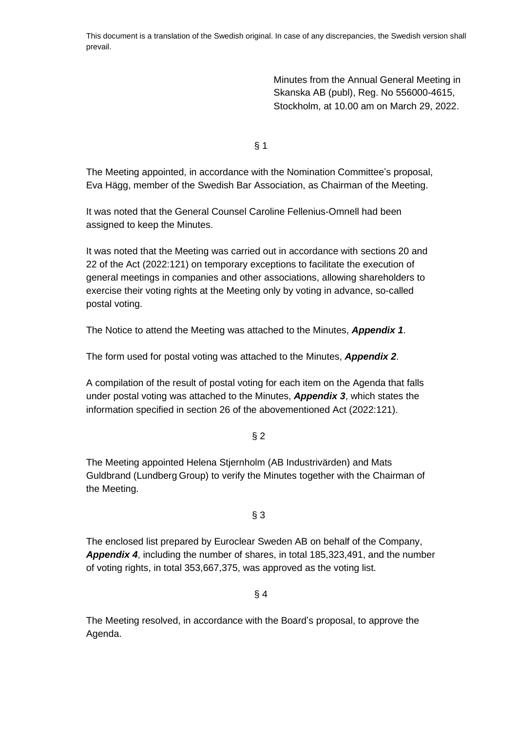This document is a translation of the Swedish original. In case of any discrepancies, the Swedish version shall prevail.

Minutes from the Annual General Meeting in Skanska AB (publ), Reg. No 556000-4615, Stockholm, at 10.00 am on March 29, 2022.

§ 1

The Meeting appointed, in accordance with the Nomination Committee's proposal, Eva Hägg, member of the Swedish Bar Association, as Chairman of the Meeting.

It was noted that the General Counsel Caroline Fellenius-Omnell had been assigned to keep the Minutes.

It was noted that the Meeting was carried out in accordance with sections 20 and 22 of the Act (2022:121) on temporary exceptions to facilitate the execution of general meetings in companies and other associations, allowing shareholders to exercise their voting rights at the Meeting only by voting in advance, so-called postal voting.

The Notice to attend the Meeting was attached to the Minutes, ***Appendix 1***.

The form used for postal voting was attached to the Minutes, ***Appendix 2***.

A compilation of the result of postal voting for each item on the Agenda that falls under postal voting was attached to the Minutes, ***Appendix 3***, which states the information specified in section 26 of the abovementioned Act (2022:121).

§ 2

The Meeting appointed Helena Stjernholm (AB Industrivärden) and Mats Guldbrand (Lundberg Group) to verify the Minutes together with the Chairman of the Meeting.

§ 3

The enclosed list prepared by Euroclear Sweden AB on behalf of the Company, ***Appendix 4***, including the number of shares, in total 185,323,491, and the number of voting rights, in total 353,667,375, was approved as the voting list.

§ 4

The Meeting resolved, in accordance with the Board's proposal, to approve the Agenda.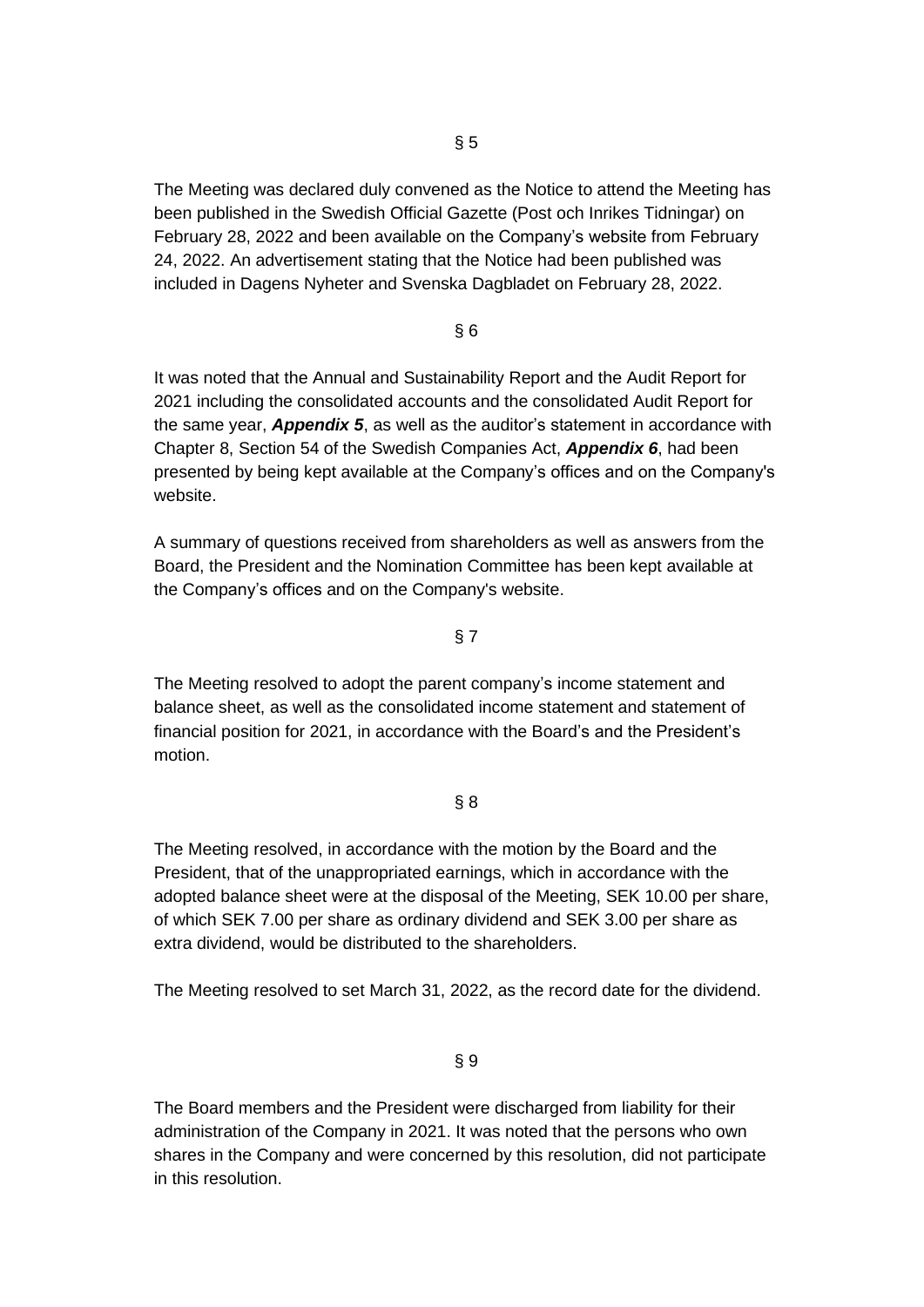§ 5

The Meeting was declared duly convened as the Notice to attend the Meeting has been published in the Swedish Official Gazette (Post och Inrikes Tidningar) on February 28, 2022 and been available on the Company's website from February 24, 2022. An advertisement stating that the Notice had been published was included in Dagens Nyheter and Svenska Dagbladet on February 28, 2022.

§ 6

It was noted that the Annual and Sustainability Report and the Audit Report for 2021 including the consolidated accounts and the consolidated Audit Report for the same year, ***Appendix 5***, as well as the auditor's statement in accordance with Chapter 8, Section 54 of the Swedish Companies Act, ***Appendix 6***, had been presented by being kept available at the Company's offices and on the Company's website.

A summary of questions received from shareholders as well as answers from the Board, the President and the Nomination Committee has been kept available at the Company's offices and on the Company's website.

§ 7

The Meeting resolved to adopt the parent company's income statement and balance sheet, as well as the consolidated income statement and statement of financial position for 2021, in accordance with the Board's and the President's motion.

§ 8

The Meeting resolved, in accordance with the motion by the Board and the President, that of the unappropriated earnings, which in accordance with the adopted balance sheet were at the disposal of the Meeting, SEK 10.00 per share, of which SEK 7.00 per share as ordinary dividend and SEK 3.00 per share as extra dividend, would be distributed to the shareholders.

The Meeting resolved to set March 31, 2022, as the record date for the dividend.

§ 9

The Board members and the President were discharged from liability for their administration of the Company in 2021. It was noted that the persons who own shares in the Company and were concerned by this resolution, did not participate in this resolution.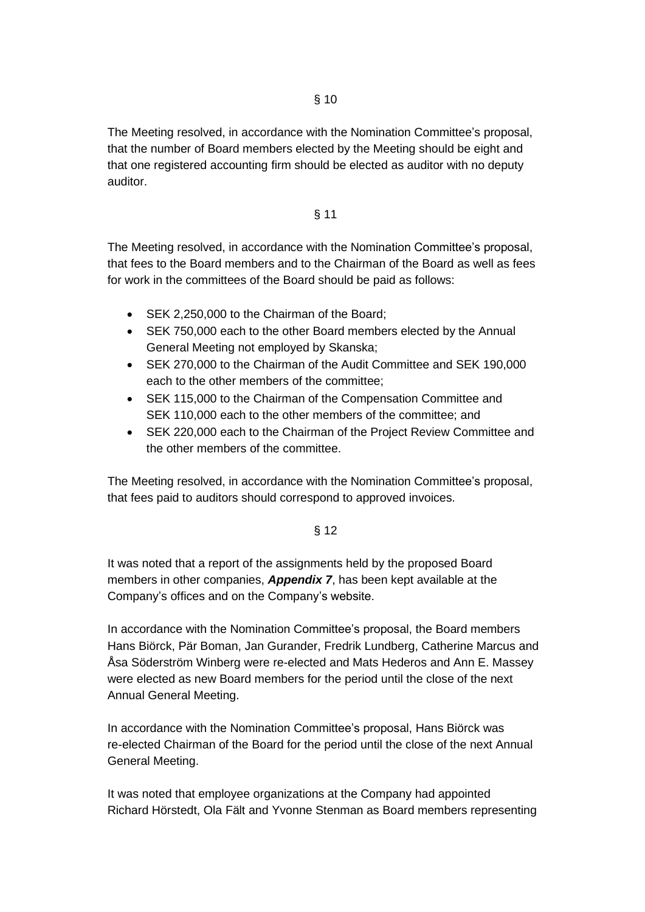§ 10

The Meeting resolved, in accordance with the Nomination Committee's proposal, that the number of Board members elected by the Meeting should be eight and that one registered accounting firm should be elected as auditor with no deputy auditor.

§ 11

The Meeting resolved, in accordance with the Nomination Committee's proposal, that fees to the Board members and to the Chairman of the Board as well as fees for work in the committees of the Board should be paid as follows:

- SEK 2,250,000 to the Chairman of the Board;
- SEK 750,000 each to the other Board members elected by the Annual General Meeting not employed by Skanska;
- SEK 270,000 to the Chairman of the Audit Committee and SEK 190,000 each to the other members of the committee;
- SEK 115,000 to the Chairman of the Compensation Committee and SEK 110,000 each to the other members of the committee; and
- SEK 220,000 each to the Chairman of the Project Review Committee and the other members of the committee.

The Meeting resolved, in accordance with the Nomination Committee's proposal, that fees paid to auditors should correspond to approved invoices.

§ 12

It was noted that a report of the assignments held by the proposed Board members in other companies, ***Appendix 7***, has been kept available at the Company's offices and on the Company's website.

In accordance with the Nomination Committee's proposal, the Board members Hans Biörck, Pär Boman, Jan Gurander, Fredrik Lundberg, Catherine Marcus and Åsa Söderström Winberg were re-elected and Mats Hederos and Ann E. Massey were elected as new Board members for the period until the close of the next Annual General Meeting.

In accordance with the Nomination Committee's proposal, Hans Biörck was re-elected Chairman of the Board for the period until the close of the next Annual General Meeting.

It was noted that employee organizations at the Company had appointed Richard Hörstedt, Ola Fält and Yvonne Stenman as Board members representing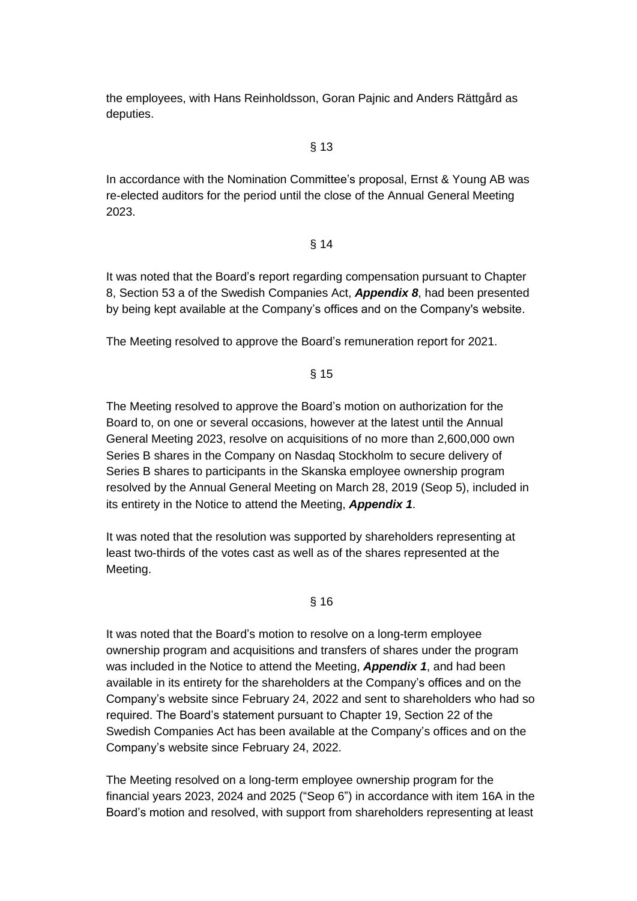the employees, with Hans Reinholdsson, Goran Pajnic and Anders Rättgård as deputies.

§ 13

In accordance with the Nomination Committee's proposal, Ernst & Young AB was re-elected auditors for the period until the close of the Annual General Meeting 2023.

§ 14

It was noted that the Board's report regarding compensation pursuant to Chapter 8, Section 53 a of the Swedish Companies Act, ***Appendix 8***, had been presented by being kept available at the Company's offices and on the Company's website.

The Meeting resolved to approve the Board's remuneration report for 2021.

§ 15

The Meeting resolved to approve the Board's motion on authorization for the Board to, on one or several occasions, however at the latest until the Annual General Meeting 2023, resolve on acquisitions of no more than 2,600,000 own Series B shares in the Company on Nasdaq Stockholm to secure delivery of Series B shares to participants in the Skanska employee ownership program resolved by the Annual General Meeting on March 28, 2019 (Seop 5), included in its entirety in the Notice to attend the Meeting, ***Appendix 1***.

It was noted that the resolution was supported by shareholders representing at least two-thirds of the votes cast as well as of the shares represented at the Meeting.

§ 16

It was noted that the Board's motion to resolve on a long-term employee ownership program and acquisitions and transfers of shares under the program was included in the Notice to attend the Meeting, ***Appendix 1***, and had been available in its entirety for the shareholders at the Company's offices and on the Company's website since February 24, 2022 and sent to shareholders who had so required. The Board's statement pursuant to Chapter 19, Section 22 of the Swedish Companies Act has been available at the Company's offices and on the Company's website since February 24, 2022.

The Meeting resolved on a long-term employee ownership program for the financial years 2023, 2024 and 2025 ("Seop 6") in accordance with item 16A in the Board's motion and resolved, with support from shareholders representing at least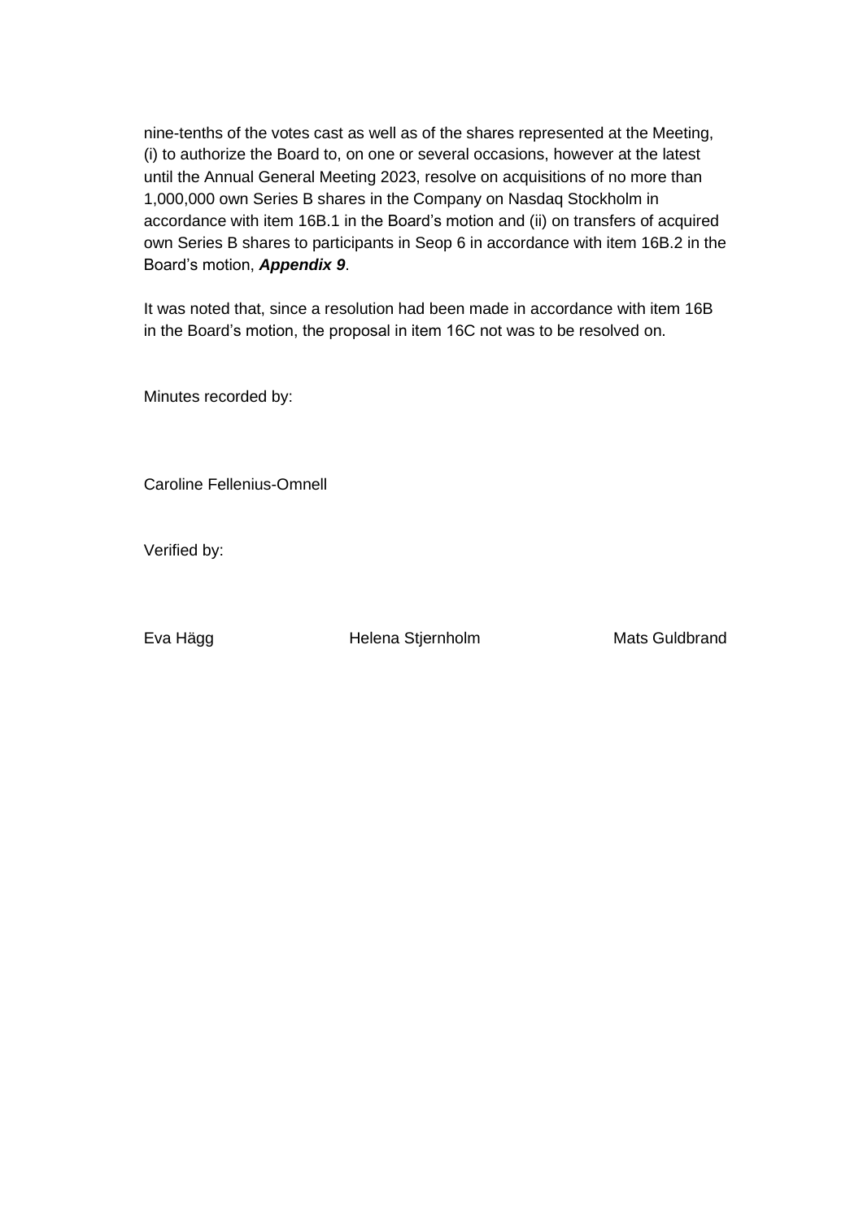nine-tenths of the votes cast as well as of the shares represented at the Meeting, (i) to authorize the Board to, on one or several occasions, however at the latest until the Annual General Meeting 2023, resolve on acquisitions of no more than 1,000,000 own Series B shares in the Company on Nasdaq Stockholm in accordance with item 16B.1 in the Board's motion and (ii) on transfers of acquired own Series B shares to participants in Seop 6 in accordance with item 16B.2 in the Board's motion, ***Appendix 9***.

It was noted that, since a resolution had been made in accordance with item 16B in the Board's motion, the proposal in item 16C not was to be resolved on.

Minutes recorded by:

Caroline Fellenius-Omnell

Verified by:

Eva Hägg Helena Stjernholm Mats Guldbrand